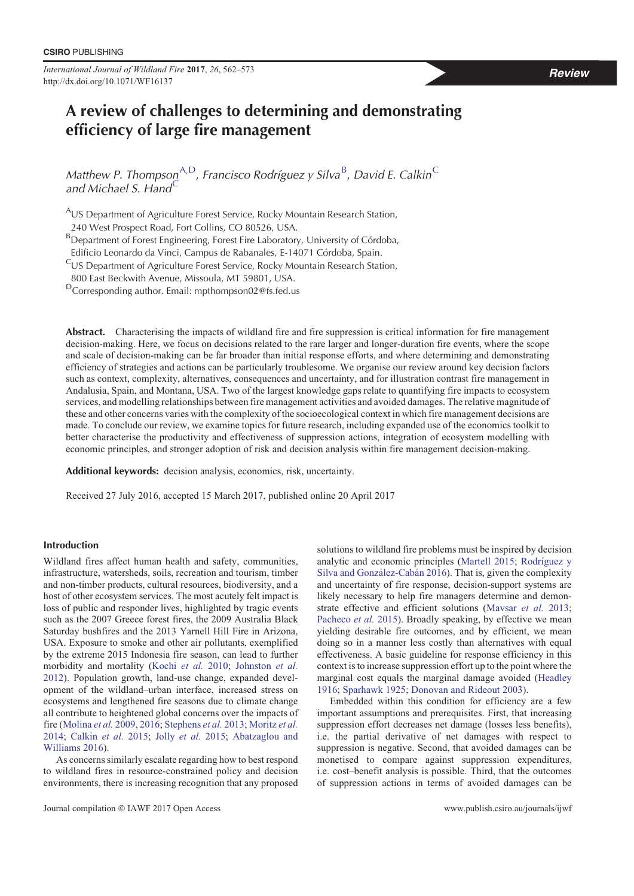# A review of challenges to determining and demonstrating efficiency of large fire management

*Matthew P. Thompson*[A,D], *Francisco Rodríguez y Silva*[B], *David E. Calkin*[C] *and Michael S. Hand*[C]

[A]US Department of Agriculture Forest Service, Rocky Mountain Research Station, 240 West Prospect Road, Fort Collins, CO 80526, USA.

[B]Department of Forest Engineering, Forest Fire Laboratory, University of Córdoba, Edificio Leonardo da Vinci, Campus de Rabanales, E-14071 Córdoba, Spain.

[C]US Department of Agriculture Forest Service, Rocky Mountain Research Station, 800 East Beckwith Avenue, Missoula, MT 59801, USA.

[D]Corresponding author. Email: mpthompson02@fs.fed.us

**Abstract.** Characterising the impacts of wildland fire and fire suppression is critical information for fire management decision-making. Here, we focus on decisions related to the rare larger and longer-duration fire events, where the scope and scale of decision-making can be far broader than initial response efforts, and where determining and demonstrating efficiency of strategies and actions can be particularly troublesome. We organise our review around key decision factors such as context, complexity, alternatives, consequences and uncertainty, and for illustration contrast fire management in Andalusia, Spain, and Montana, USA. Two of the largest knowledge gaps relate to quantifying fire impacts to ecosystem services, and modelling relationships between fire management activities and avoided damages. The relative magnitude of these and other concerns varies with the complexity of the socioecological context in which fire management decisions are made. To conclude our review, we examine topics for future research, including expanded use of the economics toolkit to better characterise the productivity and effectiveness of suppression actions, integration of ecosystem modelling with economic principles, and stronger adoption of risk and decision analysis within fire management decision-making.

**Additional keywords:** decision analysis, economics, risk, uncertainty.

Received 27 July 2016, accepted 15 March 2017, published online 20 April 2017

## Introduction

Wildland fires affect human health and safety, communities, infrastructure, watersheds, soils, recreation and tourism, timber and non-timber products, cultural resources, biodiversity, and a host of other ecosystem services. The most acutely felt impact is loss of public and responder lives, highlighted by tragic events such as the 2007 Greece forest fires, the 2009 Australia Black Saturday bushfires and the 2013 Yarnell Hill Fire in Arizona, USA. Exposure to smoke and other air pollutants, exemplified by the extreme 2015 Indonesia fire season, can lead to further morbidity and mortality (Kochi *et al.* 2010; Johnston *et al.* 2012). Population growth, land-use change, expanded development of the wildland–urban interface, increased stress on ecosystems and lengthened fire seasons due to climate change all contribute to heightened global concerns over the impacts of fire (Molina *et al.* 2009, 2016; Stephens *et al.* 2013; Moritz *et al.* 2014; Calkin *et al.* 2015; Jolly *et al.* 2015; Abatzaglou and Williams 2016).

As concerns similarly escalate regarding how to best respond to wildland fires in resource-constrained policy and decision environments, there is increasing recognition that any proposed solutions to wildland fire problems must be inspired by decision analytic and economic principles (Martell 2015; Rodríguez y Silva and González-Cabán 2016). That is, given the complexity and uncertainty of fire response, decision-support systems are likely necessary to help fire managers determine and demonstrate effective and efficient solutions (Mavsar *et al.* 2013; Pacheco *et al.* 2015). Broadly speaking, by effective we mean yielding desirable fire outcomes, and by efficient, we mean doing so in a manner less costly than alternatives with equal effectiveness. A basic guideline for response efficiency in this context is to increase suppression effort up to the point where the marginal cost equals the marginal damage avoided (Headley 1916; Sparhawk 1925; Donovan and Rideout 2003).

Embedded within this condition for efficiency are a few important assumptions and prerequisites. First, that increasing suppression effort decreases net damage (losses less benefits), i.e. the partial derivative of net damages with respect to suppression is negative. Second, that avoided damages can be monetised to compare against suppression expenditures, i.e. cost–benefit analysis is possible. Third, that the outcomes of suppression actions in terms of avoided damages can be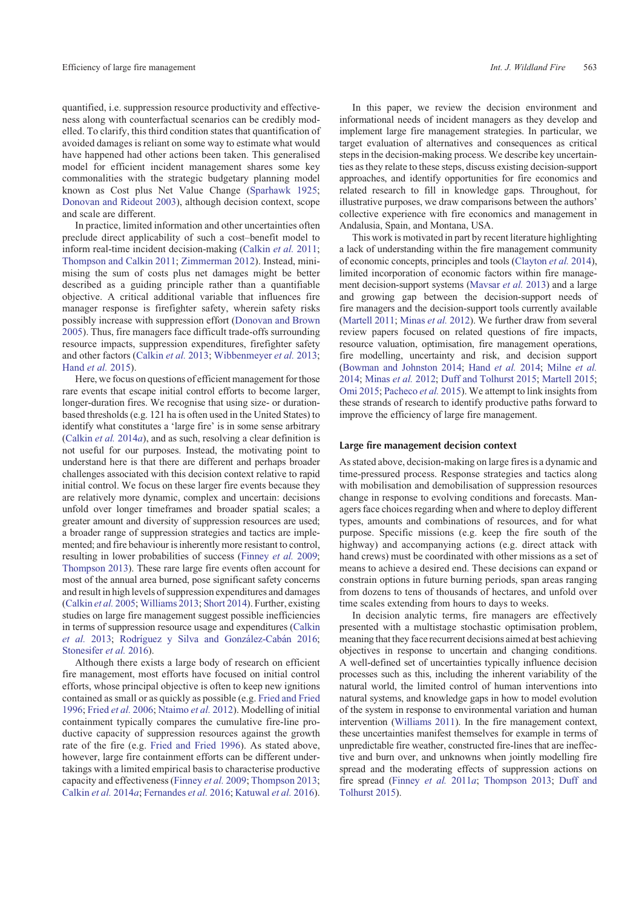quantified, i.e. suppression resource productivity and effectiveness along with counterfactual scenarios can be credibly modelled. To clarify, this third condition states that quantification of avoided damages is reliant on some way to estimate what would have happened had other actions been taken. This generalised model for efficient incident management shares some key commonalities with the strategic budgetary planning model known as Cost plus Net Value Change (Sparhawk 1925; Donovan and Rideout 2003), although decision context, scope and scale are different.

In practice, limited information and other uncertainties often preclude direct applicability of such a cost–benefit model to inform real-time incident decision-making (Calkin *et al.* 2011; Thompson and Calkin 2011; Zimmerman 2012). Instead, minimising the sum of costs plus net damages might be better described as a guiding principle rather than a quantifiable objective. A critical additional variable that influences fire manager response is firefighter safety, wherein safety risks possibly increase with suppression effort (Donovan and Brown 2005). Thus, fire managers face difficult trade-offs surrounding resource impacts, suppression expenditures, firefighter safety and other factors (Calkin *et al.* 2013; Wibbenmeyer *et al.* 2013; Hand *et al.* 2015).

Here, we focus on questions of efficient management for those rare events that escape initial control efforts to become larger, longer-duration fires. We recognise that using size- or duration-based thresholds (e.g. 121 ha is often used in the United States) to identify what constitutes a 'large fire' is in some sense arbitrary (Calkin *et al.* 2014*a*), and as such, resolving a clear definition is not useful for our purposes. Instead, the motivating point to understand here is that there are different and perhaps broader challenges associated with this decision context relative to rapid initial control. We focus on these larger fire events because they are relatively more dynamic, complex and uncertain: decisions unfold over longer timeframes and broader spatial scales; a greater amount and diversity of suppression resources are used; a broader range of suppression strategies and tactics are implemented; and fire behaviour is inherently more resistant to control, resulting in lower probabilities of success (Finney *et al.* 2009; Thompson 2013). These rare large fire events often account for most of the annual area burned, pose significant safety concerns and result in high levels of suppression expenditures and damages (Calkin *et al.* 2005; Williams 2013; Short 2014). Further, existing studies on large fire management suggest possible inefficiencies in terms of suppression resource usage and expenditures (Calkin *et al.* 2013; Rodríguez y Silva and González-Cabán 2016; Stonesifer *et al.* 2016).

Although there exists a large body of research on efficient fire management, most efforts have focused on initial control efforts, whose principal objective is often to keep new ignitions contained as small or as quickly as possible (e.g. Fried and Fried 1996; Fried *et al.* 2006; Ntaimo *et al.* 2012). Modelling of initial containment typically compares the cumulative fire-line productive capacity of suppression resources against the growth rate of the fire (e.g. Fried and Fried 1996). As stated above, however, large fire containment efforts can be different undertakings with a limited empirical basis to characterise productive capacity and effectiveness (Finney *et al.* 2009; Thompson 2013; Calkin *et al.* 2014*a*; Fernandes *et al.* 2016; Katuwal *et al.* 2016).

In this paper, we review the decision environment and informational needs of incident managers as they develop and implement large fire management strategies. In particular, we target evaluation of alternatives and consequences as critical steps in the decision-making process. We describe key uncertainties as they relate to these steps, discuss existing decision-support approaches, and identify opportunities for fire economics and related research to fill in knowledge gaps. Throughout, for illustrative purposes, we draw comparisons between the authors' collective experience with fire economics and management in Andalusia, Spain, and Montana, USA.

This work is motivated in part by recent literature highlighting a lack of understanding within the fire management community of economic concepts, principles and tools (Clayton *et al.* 2014), limited incorporation of economic factors within fire management decision-support systems (Mavsar *et al.* 2013) and a large and growing gap between the decision-support needs of fire managers and the decision-support tools currently available (Martell 2011; Minas *et al.* 2012). We further draw from several review papers focused on related questions of fire impacts, resource valuation, optimisation, fire management operations, fire modelling, uncertainty and risk, and decision support (Bowman and Johnston 2014; Hand *et al.* 2014; Milne *et al.* 2014; Minas *et al.* 2012; Duff and Tolhurst 2015; Martell 2015; Omi 2015; Pacheco *et al.* 2015). We attempt to link insights from these strands of research to identify productive paths forward to improve the efficiency of large fire management.

## Large fire management decision context

As stated above, decision-making on large fires is a dynamic and time-pressured process. Response strategies and tactics along with mobilisation and demobilisation of suppression resources change in response to evolving conditions and forecasts. Managers face choices regarding when and where to deploy different types, amounts and combinations of resources, and for what purpose. Specific missions (e.g. keep the fire south of the highway) and accompanying actions (e.g. direct attack with hand crews) must be coordinated with other missions as a set of means to achieve a desired end. These decisions can expand or constrain options in future burning periods, span areas ranging from dozens to tens of thousands of hectares, and unfold over time scales extending from hours to days to weeks.

In decision analytic terms, fire managers are effectively presented with a multistage stochastic optimisation problem, meaning that they face recurrent decisions aimed at best achieving objectives in response to uncertain and changing conditions. A well-defined set of uncertainties typically influence decision processes such as this, including the inherent variability of the natural world, the limited control of human interventions into natural systems, and knowledge gaps in how to model evolution of the system in response to environmental variation and human intervention (Williams 2011). In the fire management context, these uncertainties manifest themselves for example in terms of unpredictable fire weather, constructed fire-lines that are ineffective and burn over, and unknowns when jointly modelling fire spread and the moderating effects of suppression actions on fire spread (Finney *et al.* 2011*a*; Thompson 2013; Duff and Tolhurst 2015).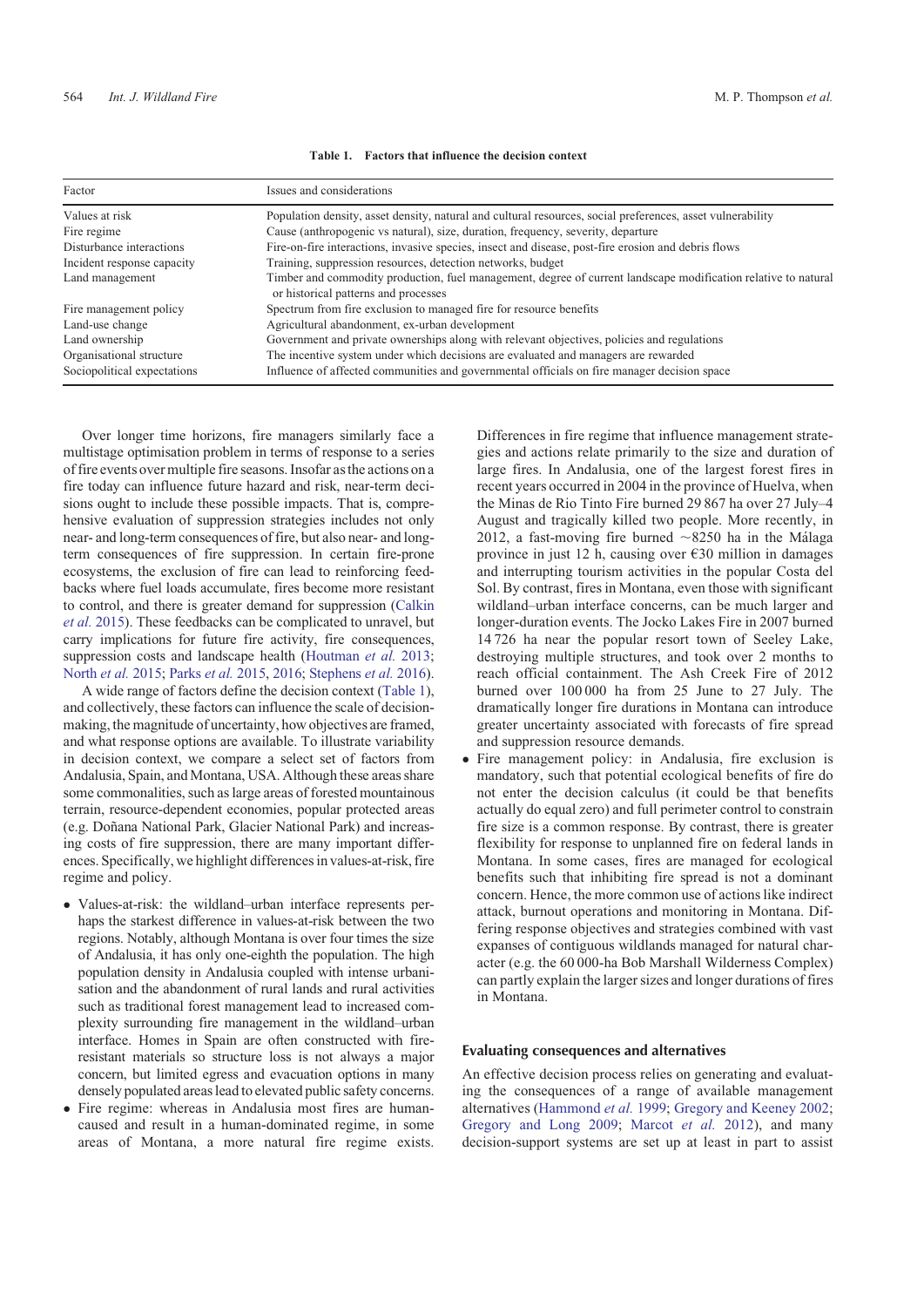**Table 1. Factors that influence the decision context**

| Factor | Issues and considerations |
|---|---|
| Values at risk | Population density, asset density, natural and cultural resources, social preferences, asset vulnerability |
| Fire regime | Cause (anthropogenic vs natural), size, duration, frequency, severity, departure |
| Disturbance interactions | Fire-on-fire interactions, invasive species, insect and disease, post-fire erosion and debris flows |
| Incident response capacity | Training, suppression resources, detection networks, budget |
| Land management | Timber and commodity production, fuel management, degree of current landscape modification relative to natural or historical patterns and processes |
| Fire management policy | Spectrum from fire exclusion to managed fire for resource benefits |
| Land-use change | Agricultural abandonment, ex-urban development |
| Land ownership | Government and private ownerships along with relevant objectives, policies and regulations |
| Organisational structure | The incentive system under which decisions are evaluated and managers are rewarded |
| Sociopolitical expectations | Influence of affected communities and governmental officials on fire manager decision space |

Over longer time horizons, fire managers similarly face a multistage optimisation problem in terms of response to a series of fire events over multiple fire seasons. Insofar as the actions on a fire today can influence future hazard and risk, near-term decisions ought to include these possible impacts. That is, comprehensive evaluation of suppression strategies includes not only near- and long-term consequences of fire, but also near- and long-term consequences of fire suppression. In certain fire-prone ecosystems, the exclusion of fire can lead to reinforcing feedbacks where fuel loads accumulate, fires become more resistant to control, and there is greater demand for suppression (Calkin *et al.* 2015). These feedbacks can be complicated to unravel, but carry implications for future fire activity, fire consequences, suppression costs and landscape health (Houtman *et al.* 2013; North *et al.* 2015; Parks *et al.* 2015, 2016; Stephens *et al.* 2016).

A wide range of factors define the decision context (Table 1), and collectively, these factors can influence the scale of decision-making, the magnitude of uncertainty, how objectives are framed, and what response options are available. To illustrate variability in decision context, we compare a select set of factors from Andalusia, Spain, and Montana, USA. Although these areas share some commonalities, such as large areas of forested mountainous terrain, resource-dependent economies, popular protected areas (e.g. Doñana National Park, Glacier National Park) and increasing costs of fire suppression, there are many important differences. Specifically, we highlight differences in values-at-risk, fire regime and policy.

- Values-at-risk: the wildland–urban interface represents perhaps the starkest difference in values-at-risk between the two regions. Notably, although Montana is over four times the size of Andalusia, it has only one-eighth the population. The high population density in Andalusia coupled with intense urbanisation and the abandonment of rural lands and rural activities such as traditional forest management lead to increased complexity surrounding fire management in the wildland–urban interface. Homes in Spain are often constructed with fire-resistant materials so structure loss is not always a major concern, but limited egress and evacuation options in many densely populated areas lead to elevated public safety concerns.
- Fire regime: whereas in Andalusia most fires are human-caused and result in a human-dominated regime, in some areas of Montana, a more natural fire regime exists. Differences in fire regime that influence management strategies and actions relate primarily to the size and duration of large fires. In Andalusia, one of the largest forest fires in recent years occurred in 2004 in the province of Huelva, when the Minas de Rio Tinto Fire burned 29 867 ha over 27 July–4 August and tragically killed two people. More recently, in 2012, a fast-moving fire burned ~8250 ha in the Málaga province in just 12 h, causing over €30 million in damages and interrupting tourism activities in the popular Costa del Sol. By contrast, fires in Montana, even those with significant wildland–urban interface concerns, can be much larger and longer-duration events. The Jocko Lakes Fire in 2007 burned 14 726 ha near the popular resort town of Seeley Lake, destroying multiple structures, and took over 2 months to reach official containment. The Ash Creek Fire of 2012 burned over 100 000 ha from 25 June to 27 July. The dramatically longer fire durations in Montana can introduce greater uncertainty associated with forecasts of fire spread and suppression resource demands.
- Fire management policy: in Andalusia, fire exclusion is mandatory, such that potential ecological benefits of fire do not enter the decision calculus (it could be that benefits actually do equal zero) and full perimeter control to constrain fire size is a common response. By contrast, there is greater flexibility for response to unplanned fire on federal lands in Montana. In some cases, fires are managed for ecological benefits such that inhibiting fire spread is not a dominant concern. Hence, the more common use of actions like indirect attack, burnout operations and monitoring in Montana. Differing response objectives and strategies combined with vast expanses of contiguous wildlands managed for natural character (e.g. the 60 000-ha Bob Marshall Wilderness Complex) can partly explain the larger sizes and longer durations of fires in Montana.

## Evaluating consequences and alternatives

An effective decision process relies on generating and evaluating the consequences of a range of available management alternatives (Hammond *et al.* 1999; Gregory and Keeney 2002; Gregory and Long 2009; Marcot *et al.* 2012), and many decision-support systems are set up at least in part to assist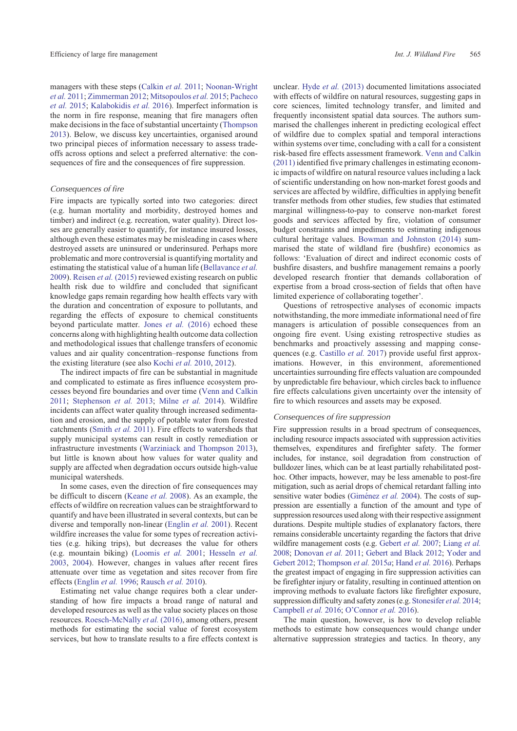managers with these steps (Calkin *et al.* 2011; Noonan-Wright *et al.* 2011; Zimmerman 2012; Mitsopoulos *et al.* 2015; Pacheco *et al.* 2015; Kalabokidis *et al.* 2016). Imperfect information is the norm in fire response, meaning that fire managers often make decisions in the face of substantial uncertainty (Thompson 2013). Below, we discuss key uncertainties, organised around two principal pieces of information necessary to assess trade-offs across options and select a preferred alternative: the consequences of fire and the consequences of fire suppression.

### Consequences of fire

Fire impacts are typically sorted into two categories: direct (e.g. human mortality and morbidity, destroyed homes and timber) and indirect (e.g. recreation, water quality). Direct losses are generally easier to quantify, for instance insured losses, although even these estimates may be misleading in cases where destroyed assets are uninsured or underinsured. Perhaps more problematic and more controversial is quantifying mortality and estimating the statistical value of a human life (Bellavance *et al.* 2009). Reisen *et al.* (2015) reviewed existing research on public health risk due to wildfire and concluded that significant knowledge gaps remain regarding how health effects vary with the duration and concentration of exposure to pollutants, and regarding the effects of exposure to chemical constituents beyond particulate matter. Jones *et al.* (2016) echoed these concerns along with highlighting health outcome data collection and methodological issues that challenge transfers of economic values and air quality concentration–response functions from the existing literature (see also Kochi *et al.* 2010, 2012).

The indirect impacts of fire can be substantial in magnitude and complicated to estimate as fires influence ecosystem processes beyond fire boundaries and over time (Venn and Calkin 2011; Stephenson *et al.* 2013; Milne *et al.* 2014). Wildfire incidents can affect water quality through increased sedimentation and erosion, and the supply of potable water from forested catchments (Smith *et al.* 2011). Fire effects to watersheds that supply municipal systems can result in costly remediation or infrastructure investments (Warziniack and Thompson 2013), but little is known about how values for water quality and supply are affected when degradation occurs outside high-value municipal watersheds.

In some cases, even the direction of fire consequences may be difficult to discern (Keane *et al.* 2008). As an example, the effects of wildfire on recreation values can be straightforward to quantify and have been illustrated in several contexts, but can be diverse and temporally non-linear (Englin *et al.* 2001). Recent wildfire increases the value for some types of recreation activities (e.g. hiking trips), but decreases the value for others (e.g. mountain biking) (Loomis *et al.* 2001; Hesseln *et al.* 2003, 2004). However, changes in values after recent fires attenuate over time as vegetation and sites recover from fire effects (Englin *et al.* 1996; Rausch *et al.* 2010).

Estimating net value change requires both a clear understanding of how fire impacts a broad range of natural and developed resources as well as the value society places on those resources. Roesch-McNally *et al.* (2016), among others, present methods for estimating the social value of forest ecosystem services, but how to translate results to a fire effects context is unclear. Hyde *et al.* (2013) documented limitations associated with effects of wildfire on natural resources, suggesting gaps in core sciences, limited technology transfer, and limited and frequently inconsistent spatial data sources. The authors summarised the challenges inherent in predicting ecological effect of wildfire due to complex spatial and temporal interactions within systems over time, concluding with a call for a consistent risk-based fire effects assessment framework. Venn and Calkin (2011) identified five primary challenges in estimating economic impacts of wildfire on natural resource values including a lack of scientific understanding on how non-market forest goods and services are affected by wildfire, difficulties in applying benefit transfer methods from other studies, few studies that estimated marginal willingness-to-pay to conserve non-market forest goods and services affected by fire, violation of consumer budget constraints and impediments to estimating indigenous cultural heritage values. Bowman and Johnston (2014) summarised the state of wildland fire (bushfire) economics as follows: 'Evaluation of direct and indirect economic costs of bushfire disasters, and bushfire management remains a poorly developed research frontier that demands collaboration of expertise from a broad cross-section of fields that often have limited experience of collaborating together'.

Questions of retrospective analyses of economic impacts notwithstanding, the more immediate informational need of fire managers is articulation of possible consequences from an ongoing fire event. Using existing retrospective studies as benchmarks and proactively assessing and mapping consequences (e.g. Castillo *et al.* 2017) provide useful first approximations. However, in this environment, aforementioned uncertainties surrounding fire effects valuation are compounded by unpredictable fire behaviour, which circles back to influence fire effects calculations given uncertainty over the intensity of fire to which resources and assets may be exposed.

### Consequences of fire suppression

Fire suppression results in a broad spectrum of consequences, including resource impacts associated with suppression activities themselves, expenditures and firefighter safety. The former includes, for instance, soil degradation from construction of bulldozer lines, which can be at least partially rehabilitated post-hoc. Other impacts, however, may be less amenable to post-fire mitigation, such as aerial drops of chemical retardant falling into sensitive water bodies (Giménez *et al.* 2004). The costs of suppression are essentially a function of the amount and type of suppression resources used along with their respective assignment durations. Despite multiple studies of explanatory factors, there remains considerable uncertainty regarding the factors that drive wildfire management costs (e.g. Gebert *et al.* 2007; Liang *et al.* 2008; Donovan *et al.* 2011; Gebert and Black 2012; Yoder and Gebert 2012; Thompson *et al.* 2015*a*; Hand *et al.* 2016). Perhaps the greatest impact of engaging in fire suppression activities can be firefighter injury or fatality, resulting in continued attention on improving methods to evaluate factors like firefighter exposure, suppression difficulty and safety zones (e.g. Stonesifer *et al.* 2014; Campbell *et al.* 2016; O'Connor *et al.* 2016).

The main question, however, is how to develop reliable methods to estimate how consequences would change under alternative suppression strategies and tactics. In theory, any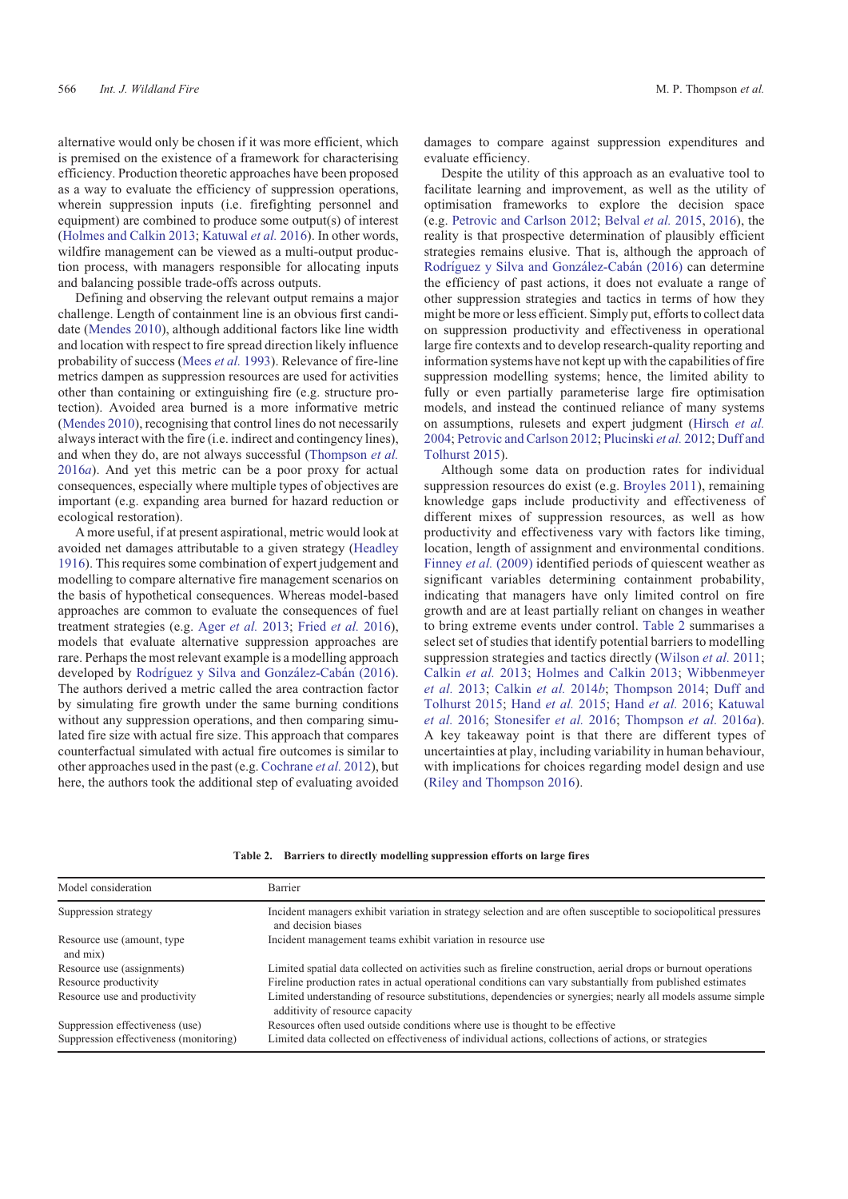alternative would only be chosen if it was more efficient, which is premised on the existence of a framework for characterising efficiency. Production theoretic approaches have been proposed as a way to evaluate the efficiency of suppression operations, wherein suppression inputs (i.e. firefighting personnel and equipment) are combined to produce some output(s) of interest (Holmes and Calkin 2013; Katuwal *et al.* 2016). In other words, wildfire management can be viewed as a multi-output production process, with managers responsible for allocating inputs and balancing possible trade-offs across outputs.

Defining and observing the relevant output remains a major challenge. Length of containment line is an obvious first candidate (Mendes 2010), although additional factors like line width and location with respect to fire spread direction likely influence probability of success (Mees *et al.* 1993). Relevance of fire-line metrics dampen as suppression resources are used for activities other than containing or extinguishing fire (e.g. structure protection). Avoided area burned is a more informative metric (Mendes 2010), recognising that control lines do not necessarily always interact with the fire (i.e. indirect and contingency lines), and when they do, are not always successful (Thompson *et al.* 2016*a*). And yet this metric can be a poor proxy for actual consequences, especially where multiple types of objectives are important (e.g. expanding area burned for hazard reduction or ecological restoration).

A more useful, if at present aspirational, metric would look at avoided net damages attributable to a given strategy (Headley 1916). This requires some combination of expert judgement and modelling to compare alternative fire management scenarios on the basis of hypothetical consequences. Whereas model-based approaches are common to evaluate the consequences of fuel treatment strategies (e.g. Ager *et al.* 2013; Fried *et al.* 2016), models that evaluate alternative suppression approaches are rare. Perhaps the most relevant example is a modelling approach developed by Rodríguez y Silva and González-Cabán (2016). The authors derived a metric called the area contraction factor by simulating fire growth under the same burning conditions without any suppression operations, and then comparing simulated fire size with actual fire size. This approach that compares counterfactual simulated with actual fire outcomes is similar to other approaches used in the past (e.g. Cochrane *et al.* 2012), but here, the authors took the additional step of evaluating avoided damages to compare against suppression expenditures and evaluate efficiency.

Despite the utility of this approach as an evaluative tool to facilitate learning and improvement, as well as the utility of optimisation frameworks to explore the decision space (e.g. Petrovic and Carlson 2012; Belval *et al.* 2015, 2016), the reality is that prospective determination of plausibly efficient strategies remains elusive. That is, although the approach of Rodríguez y Silva and González-Cabán (2016) can determine the efficiency of past actions, it does not evaluate a range of other suppression strategies and tactics in terms of how they might be more or less efficient. Simply put, efforts to collect data on suppression productivity and effectiveness in operational large fire contexts and to develop research-quality reporting and information systems have not kept up with the capabilities of fire suppression modelling systems; hence, the limited ability to fully or even partially parameterise large fire optimisation models, and instead the continued reliance of many systems on assumptions, rulesets and expert judgment (Hirsch *et al.* 2004; Petrovic and Carlson 2012; Plucinski *et al.* 2012; Duff and Tolhurst 2015).

Although some data on production rates for individual suppression resources do exist (e.g. Broyles 2011), remaining knowledge gaps include productivity and effectiveness of different mixes of suppression resources, as well as how productivity and effectiveness vary with factors like timing, location, length of assignment and environmental conditions. Finney *et al.* (2009) identified periods of quiescent weather as significant variables determining containment probability, indicating that managers have only limited control on fire growth and are at least partially reliant on changes in weather to bring extreme events under control. Table 2 summarises a select set of studies that identify potential barriers to modelling suppression strategies and tactics directly (Wilson *et al.* 2011; Calkin *et al.* 2013; Holmes and Calkin 2013; Wibbenmeyer *et al.* 2013; Calkin *et al.* 2014*b*; Thompson 2014; Duff and Tolhurst 2015; Hand *et al.* 2015; Hand *et al.* 2016; Katuwal *et al.* 2016; Stonesifer *et al.* 2016; Thompson *et al.* 2016*a*). A key takeaway point is that there are different types of uncertainties at play, including variability in human behaviour, with implications for choices regarding model design and use (Riley and Thompson 2016).

**Table 2. Barriers to directly modelling suppression efforts on large fires**

| Model consideration | Barrier |
|---|---|
| Suppression strategy | Incident managers exhibit variation in strategy selection and are often susceptible to sociopolitical pressures and decision biases |
| Resource use (amount, type and mix) | Incident management teams exhibit variation in resource use |
| Resource use (assignments) | Limited spatial data collected on activities such as fireline construction, aerial drops or burnout operations |
| Resource productivity | Fireline production rates in actual operational conditions can vary substantially from published estimates |
| Resource use and productivity | Limited understanding of resource substitutions, dependencies or synergies; nearly all models assume simple additivity of resource capacity |
| Suppression effectiveness (use) | Resources often used outside conditions where use is thought to be effective |
| Suppression effectiveness (monitoring) | Limited data collected on effectiveness of individual actions, collections of actions, or strategies |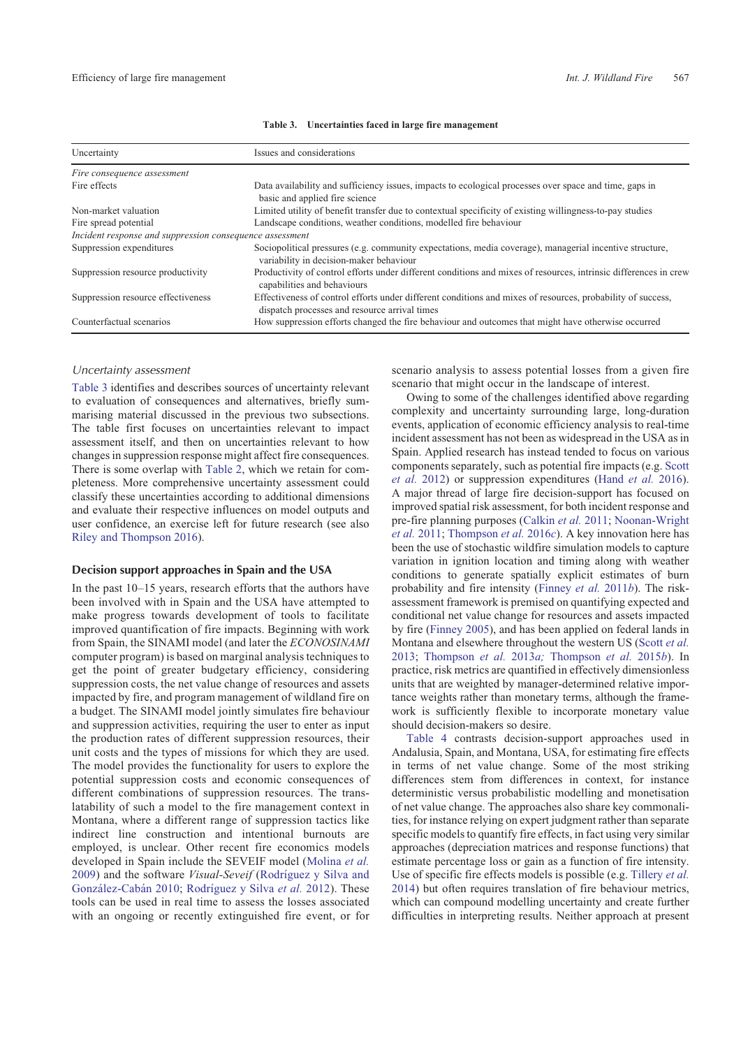**Table 3. Uncertainties faced in large fire management**

| Uncertainty | Issues and considerations |
|---|---|
| *Fire consequence assessment* | |
| Fire effects | Data availability and sufficiency issues, impacts to ecological processes over space and time, gaps in basic and applied fire science |
| Non-market valuation | Limited utility of benefit transfer due to contextual specificity of existing willingness-to-pay studies |
| Fire spread potential | Landscape conditions, weather conditions, modelled fire behaviour |
| *Incident response and suppression consequence assessment* | |
| Suppression expenditures | Sociopolitical pressures (e.g. community expectations, media coverage), managerial incentive structure, variability in decision-maker behaviour |
| Suppression resource productivity | Productivity of control efforts under different conditions and mixes of resources, intrinsic differences in crew capabilities and behaviours |
| Suppression resource effectiveness | Effectiveness of control efforts under different conditions and mixes of resources, probability of success, dispatch processes and resource arrival times |
| Counterfactual scenarios | How suppression efforts changed the fire behaviour and outcomes that might have otherwise occurred |

### *Uncertainty assessment*

Table 3 identifies and describes sources of uncertainty relevant to evaluation of consequences and alternatives, briefly summarising material discussed in the previous two subsections. The table first focuses on uncertainties relevant to impact assessment itself, and then on uncertainties relevant to how changes in suppression response might affect fire consequences. There is some overlap with Table 2, which we retain for completeness. More comprehensive uncertainty assessment could classify these uncertainties according to additional dimensions and evaluate their respective influences on model outputs and user confidence, an exercise left for future research (see also Riley and Thompson 2016).

## Decision support approaches in Spain and the USA

In the past 10–15 years, research efforts that the authors have been involved with in Spain and the USA have attempted to make progress towards development of tools to facilitate improved quantification of fire impacts. Beginning with work from Spain, the SINAMI model (and later the *ECONOSINAMI* computer program) is based on marginal analysis techniques to get the point of greater budgetary efficiency, considering suppression costs, the net value change of resources and assets impacted by fire, and program management of wildland fire on a budget. The SINAMI model jointly simulates fire behaviour and suppression activities, requiring the user to enter as input the production rates of different suppression resources, their unit costs and the types of missions for which they are used. The model provides the functionality for users to explore the potential suppression costs and economic consequences of different combinations of suppression resources. The translatability of such a model to the fire management context in Montana, where a different range of suppression tactics like indirect line construction and intentional burnouts are employed, is unclear. Other recent fire economics models developed in Spain include the SEVEIF model (Molina *et al.* 2009) and the software *Visual-Seveif* (Rodríguez y Silva and González-Cabán 2010; Rodríguez y Silva *et al.* 2012). These tools can be used in real time to assess the losses associated with an ongoing or recently extinguished fire event, or for scenario analysis to assess potential losses from a given fire scenario that might occur in the landscape of interest.

Owing to some of the challenges identified above regarding complexity and uncertainty surrounding large, long-duration events, application of economic efficiency analysis to real-time incident assessment has not been as widespread in the USA as in Spain. Applied research has instead tended to focus on various components separately, such as potential fire impacts (e.g. Scott *et al.* 2012) or suppression expenditures (Hand *et al.* 2016). A major thread of large fire decision-support has focused on improved spatial risk assessment, for both incident response and pre-fire planning purposes (Calkin *et al.* 2011; Noonan-Wright *et al.* 2011; Thompson *et al.* 2016*c*). A key innovation here has been the use of stochastic wildfire simulation models to capture variation in ignition location and timing along with weather conditions to generate spatially explicit estimates of burn probability and fire intensity (Finney *et al.* 2011*b*). The risk-assessment framework is premised on quantifying expected and conditional net value change for resources and assets impacted by fire (Finney 2005), and has been applied on federal lands in Montana and elsewhere throughout the western US (Scott *et al.* 2013; Thompson *et al.* 2013*a;* Thompson *et al.* 2015*b*). In practice, risk metrics are quantified in effectively dimensionless units that are weighted by manager-determined relative importance weights rather than monetary terms, although the framework is sufficiently flexible to incorporate monetary value should decision-makers so desire.

Table 4 contrasts decision-support approaches used in Andalusia, Spain, and Montana, USA, for estimating fire effects in terms of net value change. Some of the most striking differences stem from differences in context, for instance deterministic versus probabilistic modelling and monetisation of net value change. The approaches also share key commonalities, for instance relying on expert judgment rather than separate specific models to quantify fire effects, in fact using very similar approaches (depreciation matrices and response functions) that estimate percentage loss or gain as a function of fire intensity. Use of specific fire effects models is possible (e.g. Tillery *et al.* 2014) but often requires translation of fire behaviour metrics, which can compound modelling uncertainty and create further difficulties in interpreting results. Neither approach at present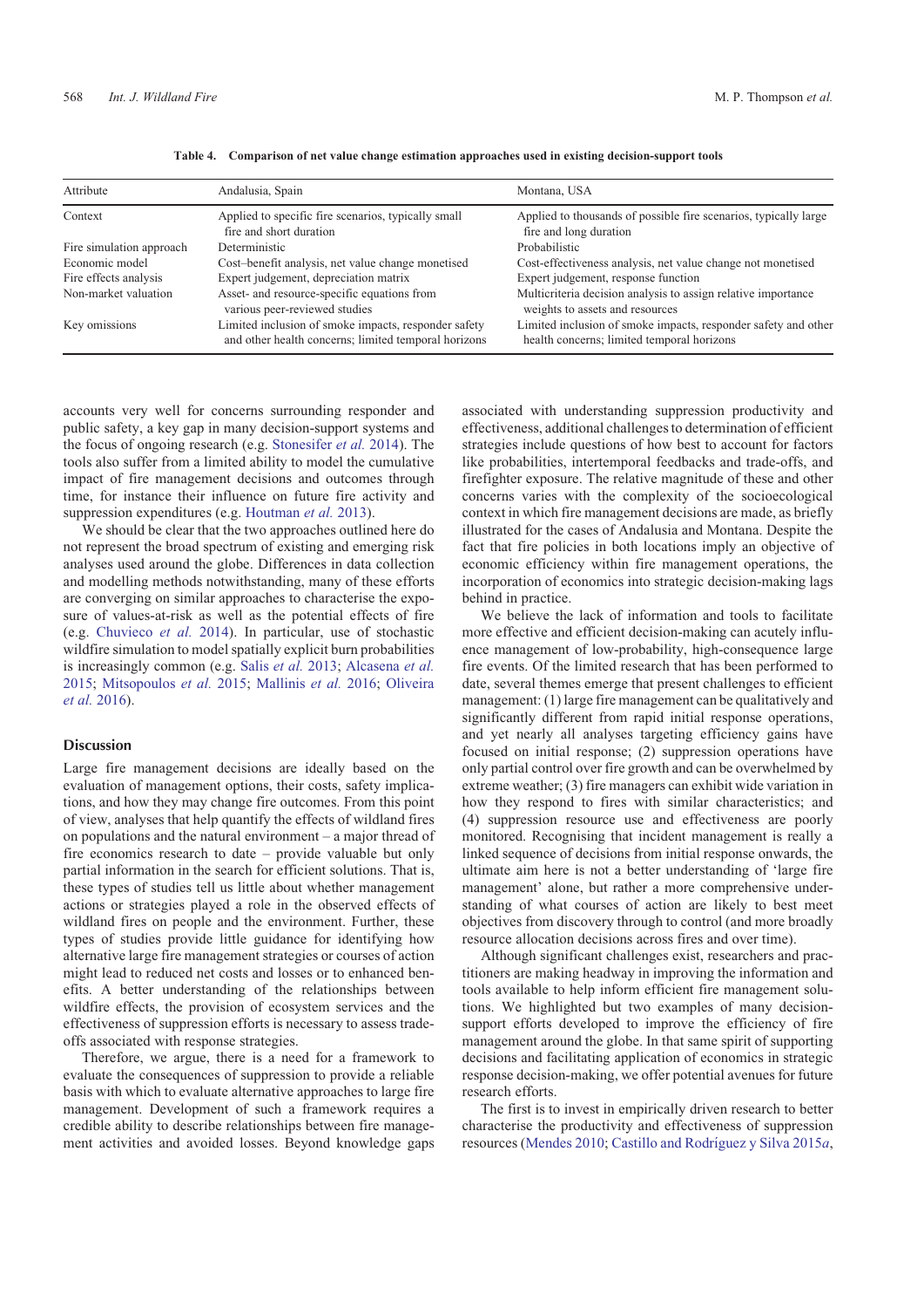**Table 4. Comparison of net value change estimation approaches used in existing decision-support tools**

| Attribute | Andalusia, Spain | Montana, USA |
|---|---|---|
| Context | Applied to specific fire scenarios, typically small fire and short duration | Applied to thousands of possible fire scenarios, typically large fire and long duration |
| Fire simulation approach | Deterministic | Probabilistic |
| Economic model | Cost–benefit analysis, net value change monetised | Cost-effectiveness analysis, net value change not monetised |
| Fire effects analysis | Expert judgement, depreciation matrix | Expert judgement, response function |
| Non-market valuation | Asset- and resource-specific equations from various peer-reviewed studies | Multicriteria decision analysis to assign relative importance weights to assets and resources |
| Key omissions | Limited inclusion of smoke impacts, responder safety and other health concerns; limited temporal horizons | Limited inclusion of smoke impacts, responder safety and other health concerns; limited temporal horizons |

accounts very well for concerns surrounding responder and public safety, a key gap in many decision-support systems and the focus of ongoing research (e.g. Stonesifer *et al.* 2014). The tools also suffer from a limited ability to model the cumulative impact of fire management decisions and outcomes through time, for instance their influence on future fire activity and suppression expenditures (e.g. Houtman *et al.* 2013).

We should be clear that the two approaches outlined here do not represent the broad spectrum of existing and emerging risk analyses used around the globe. Differences in data collection and modelling methods notwithstanding, many of these efforts are converging on similar approaches to characterise the exposure of values-at-risk as well as the potential effects of fire (e.g. Chuvieco *et al.* 2014). In particular, use of stochastic wildfire simulation to model spatially explicit burn probabilities is increasingly common (e.g. Salis *et al.* 2013; Alcasena *et al.* 2015; Mitsopoulos *et al.* 2015; Mallinis *et al.* 2016; Oliveira *et al.* 2016).

## Discussion

Large fire management decisions are ideally based on the evaluation of management options, their costs, safety implications, and how they may change fire outcomes. From this point of view, analyses that help quantify the effects of wildland fires on populations and the natural environment – a major thread of fire economics research to date – provide valuable but only partial information in the search for efficient solutions. That is, these types of studies tell us little about whether management actions or strategies played a role in the observed effects of wildland fires on people and the environment. Further, these types of studies provide little guidance for identifying how alternative large fire management strategies or courses of action might lead to reduced net costs and losses or to enhanced benefits. A better understanding of the relationships between wildfire effects, the provision of ecosystem services and the effectiveness of suppression efforts is necessary to assess trade-offs associated with response strategies.

Therefore, we argue, there is a need for a framework to evaluate the consequences of suppression to provide a reliable basis with which to evaluate alternative approaches to large fire management. Development of such a framework requires a credible ability to describe relationships between fire management activities and avoided losses. Beyond knowledge gaps associated with understanding suppression productivity and effectiveness, additional challenges to determination of efficient strategies include questions of how best to account for factors like probabilities, intertemporal feedbacks and trade-offs, and firefighter exposure. The relative magnitude of these and other concerns varies with the complexity of the socioecological context in which fire management decisions are made, as briefly illustrated for the cases of Andalusia and Montana. Despite the fact that fire policies in both locations imply an objective of economic efficiency within fire management operations, the incorporation of economics into strategic decision-making lags behind in practice.

We believe the lack of information and tools to facilitate more effective and efficient decision-making can acutely influence management of low-probability, high-consequence large fire events. Of the limited research that has been performed to date, several themes emerge that present challenges to efficient management: (1) large fire management can be qualitatively and significantly different from rapid initial response operations, and yet nearly all analyses targeting efficiency gains have focused on initial response; (2) suppression operations have only partial control over fire growth and can be overwhelmed by extreme weather; (3) fire managers can exhibit wide variation in how they respond to fires with similar characteristics; and (4) suppression resource use and effectiveness are poorly monitored. Recognising that incident management is really a linked sequence of decisions from initial response onwards, the ultimate aim here is not a better understanding of 'large fire management' alone, but rather a more comprehensive understanding of what courses of action are likely to best meet objectives from discovery through to control (and more broadly resource allocation decisions across fires and over time).

Although significant challenges exist, researchers and practitioners are making headway in improving the information and tools available to help inform efficient fire management solutions. We highlighted but two examples of many decision-support efforts developed to improve the efficiency of fire management around the globe. In that same spirit of supporting decisions and facilitating application of economics in strategic response decision-making, we offer potential avenues for future research efforts.

The first is to invest in empirically driven research to better characterise the productivity and effectiveness of suppression resources (Mendes 2010; Castillo and Rodríguez y Silva 2015*a*,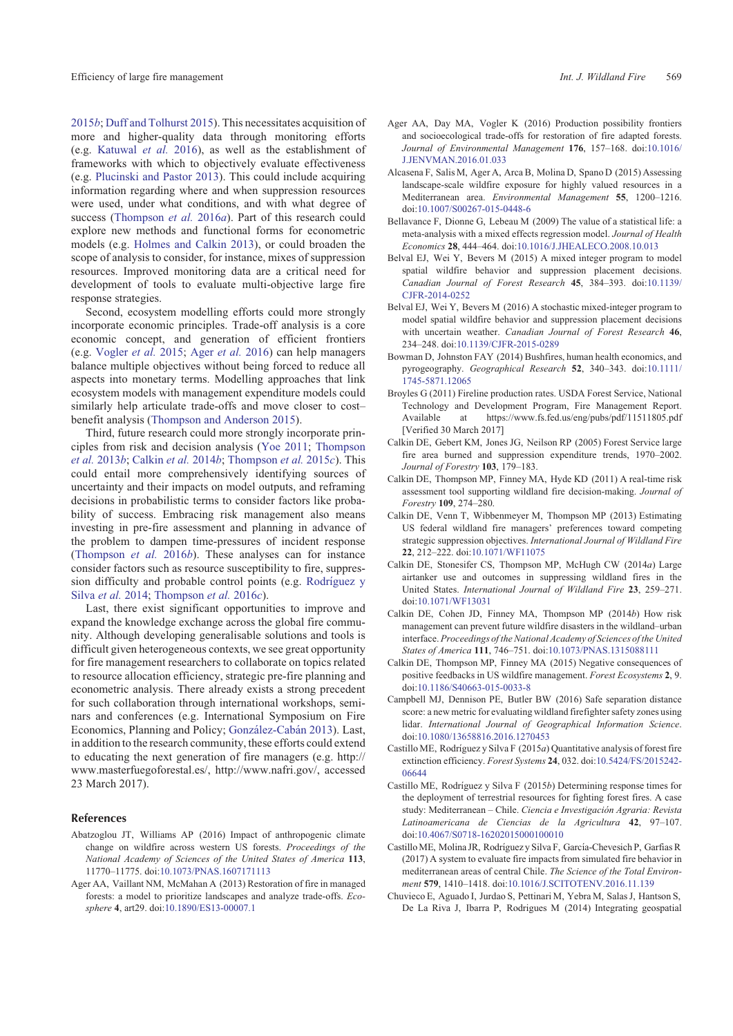2015*b*; Duff and Tolhurst 2015). This necessitates acquisition of more and higher-quality data through monitoring efforts (e.g. Katuwal *et al.* 2016), as well as the establishment of frameworks with which to objectively evaluate effectiveness (e.g. Plucinski and Pastor 2013). This could include acquiring information regarding where and when suppression resources were used, under what conditions, and with what degree of success (Thompson *et al.* 2016*a*). Part of this research could explore new methods and functional forms for econometric models (e.g. Holmes and Calkin 2013), or could broaden the scope of analysis to consider, for instance, mixes of suppression resources. Improved monitoring data are a critical need for development of tools to evaluate multi-objective large fire response strategies.

Second, ecosystem modelling efforts could more strongly incorporate economic principles. Trade-off analysis is a core economic concept, and generation of efficient frontiers (e.g. Vogler *et al.* 2015; Ager *et al.* 2016) can help managers balance multiple objectives without being forced to reduce all aspects into monetary terms. Modelling approaches that link ecosystem models with management expenditure models could similarly help articulate trade-offs and move closer to cost–benefit analysis (Thompson and Anderson 2015).

Third, future research could more strongly incorporate principles from risk and decision analysis (Yoe 2011; Thompson *et al.* 2013*b*; Calkin *et al.* 2014*b*; Thompson *et al.* 2015*c*). This could entail more comprehensively identifying sources of uncertainty and their impacts on model outputs, and reframing decisions in probabilistic terms to consider factors like probability of success. Embracing risk management also means investing in pre-fire assessment and planning in advance of the problem to dampen time-pressures of incident response (Thompson *et al.* 2016*b*). These analyses can for instance consider factors such as resource susceptibility to fire, suppression difficulty and probable control points (e.g. Rodríguez y Silva *et al.* 2014; Thompson *et al.* 2016*c*).

Last, there exist significant opportunities to improve and expand the knowledge exchange across the global fire community. Although developing generalisable solutions and tools is difficult given heterogeneous contexts, we see great opportunity for fire management researchers to collaborate on topics related to resource allocation efficiency, strategic pre-fire planning and econometric analysis. There already exists a strong precedent for such collaboration through international workshops, seminars and conferences (e.g. International Symposium on Fire Economics, Planning and Policy; González-Cabán 2013). Last, in addition to the research community, these efforts could extend to educating the next generation of fire managers (e.g. http://www.masterfuegoforestal.es/, http://www.nafri.gov/, accessed 23 March 2017).

## References

Abatzoglou JT, Williams AP (2016) Impact of anthropogenic climate change on wildfire across western US forests. *Proceedings of the National Academy of Sciences of the United States of America* **113**, 11770–11775. doi:10.1073/PNAS.1607171113

Ager AA, Vaillant NM, McMahan A (2013) Restoration of fire in managed forests: a model to prioritize landscapes and analyze trade-offs. *Ecosphere* **4**, art29. doi:10.1890/ES13-00007.1

Ager AA, Day MA, Vogler K (2016) Production possibility frontiers and socioecological trade-offs for restoration of fire adapted forests. *Journal of Environmental Management* **176**, 157–168. doi:10.1016/J.JENVMAN.2016.01.033

Alcasena F, Salis M, Ager A, Arca B, Molina D, Spano D (2015) Assessing landscape-scale wildfire exposure for highly valued resources in a Mediterranean area. *Environmental Management* **55**, 1200–1216. doi:10.1007/S00267-015-0448-6

Bellavance F, Dionne G, Lebeau M (2009) The value of a statistical life: a meta-analysis with a mixed effects regression model. *Journal of Health Economics* **28**, 444–464. doi:10.1016/J.JHEALECO.2008.10.013

Belval EJ, Wei Y, Bevers M (2015) A mixed integer program to model spatial wildfire behavior and suppression placement decisions. *Canadian Journal of Forest Research* **45**, 384–393. doi:10.1139/CJFR-2014-0252

Belval EJ, Wei Y, Bevers M (2016) A stochastic mixed-integer program to model spatial wildfire behavior and suppression placement decisions with uncertain weather. *Canadian Journal of Forest Research* **46**, 234–248. doi:10.1139/CJFR-2015-0289

Bowman D, Johnston FAY (2014) Bushfires, human health economics, and pyrogeography. *Geographical Research* **52**, 340–343. doi:10.1111/1745-5871.12065

Broyles G (2011) Fireline production rates. USDA Forest Service, National Technology and Development Program, Fire Management Report. Available at https://www.fs.fed.us/eng/pubs/pdf/11511805.pdf [Verified 30 March 2017]

Calkin DE, Gebert KM, Jones JG, Neilson RP (2005) Forest Service large fire area burned and suppression expenditure trends, 1970–2002. *Journal of Forestry* **103**, 179–183.

Calkin DE, Thompson MP, Finney MA, Hyde KD (2011) A real-time risk assessment tool supporting wildland fire decision-making. *Journal of Forestry* **109**, 274–280.

Calkin DE, Venn T, Wibbenmeyer M, Thompson MP (2013) Estimating US federal wildland fire managers' preferences toward competing strategic suppression objectives. *International Journal of Wildland Fire* **22**, 212–222. doi:10.1071/WF11075

Calkin DE, Stonesifer CS, Thompson MP, McHugh CW (2014*a*) Large airtanker use and outcomes in suppressing wildland fires in the United States. *International Journal of Wildland Fire* **23**, 259–271. doi:10.1071/WF13031

Calkin DE, Cohen JD, Finney MA, Thompson MP (2014*b*) How risk management can prevent future wildfire disasters in the wildland–urban interface. *Proceedings of the National Academy of Sciences of the United States of America* **111**, 746–751. doi:10.1073/PNAS.1315088111

Calkin DE, Thompson MP, Finney MA (2015) Negative consequences of positive feedbacks in US wildfire management. *Forest Ecosystems* **2**, 9. doi:10.1186/S40663-015-0033-8

Campbell MJ, Dennison PE, Butler BW (2016) Safe separation distance score: a new metric for evaluating wildland firefighter safety zones using lidar. *International Journal of Geographical Information Science*. doi:10.1080/13658816.2016.1270453

Castillo ME, Rodríguez y Silva F (2015*a*) Quantitative analysis of forest fire extinction efficiency. *Forest Systems* **24**, 032. doi:10.5424/FS/2015242-06644

Castillo ME, Rodríguez y Silva F (2015*b*) Determining response times for the deployment of terrestrial resources for fighting forest fires. A case study: Mediterranean – Chile. *Ciencia e Investigación Agraria: Revista Latinoamericana de Ciencias de la Agricultura* **42**, 97–107. doi:10.4067/S0718-16202015000100010

Castillo ME, Molina JR, Rodríguez y Silva F, García-Chevesich P, Garfias R (2017) A system to evaluate fire impacts from simulated fire behavior in mediterranean areas of central Chile. *The Science of the Total Environment* **579**, 1410–1418. doi:10.1016/J.SCITOTENV.2016.11.139

Chuvieco E, Aguado I, Jurdao S, Pettinari M, Yebra M, Salas J, Hantson S, De La Riva J, Ibarra P, Rodrigues M (2014) Integrating geospatial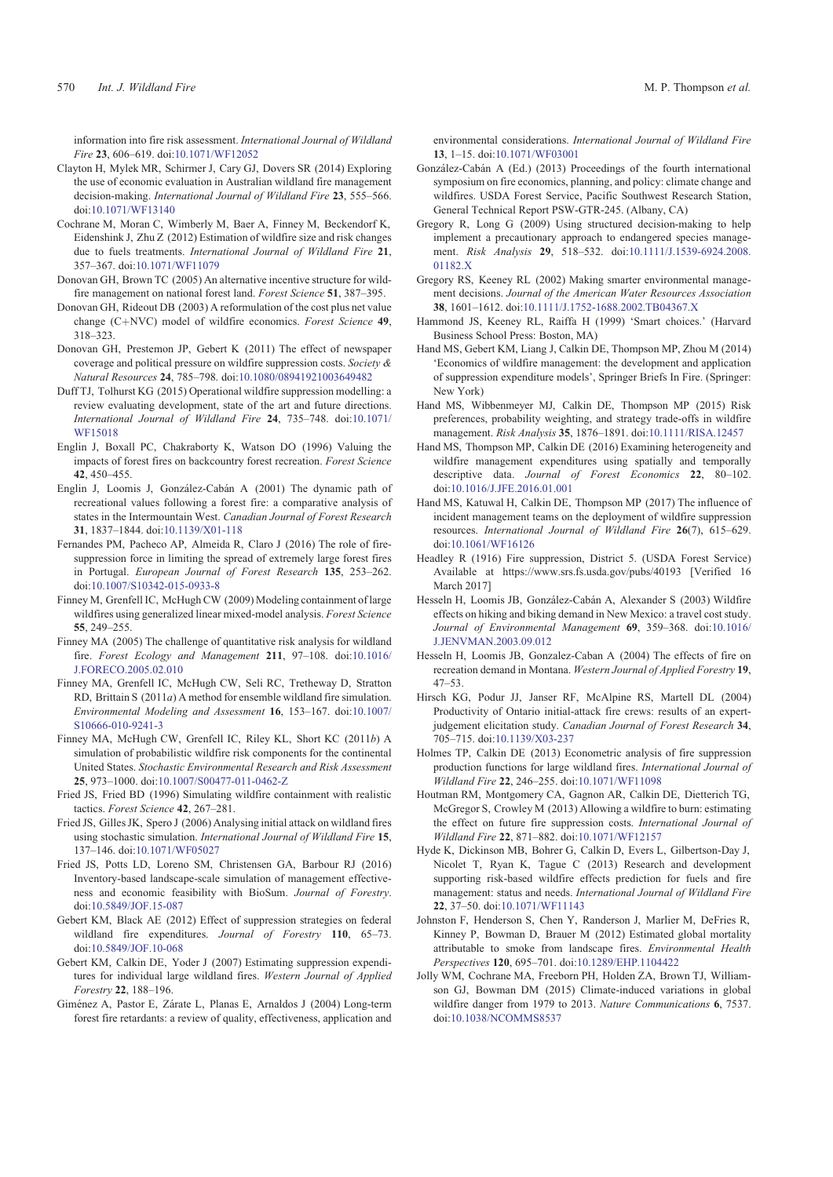information into fire risk assessment. *International Journal of Wildland Fire* **23**, 606–619. doi:10.1071/WF12052

Clayton H, Mylek MR, Schirmer J, Cary GJ, Dovers SR (2014) Exploring the use of economic evaluation in Australian wildland fire management decision-making. *International Journal of Wildland Fire* **23**, 555–566. doi:10.1071/WF13140

Cochrane M, Moran C, Wimberly M, Baer A, Finney M, Beckendorf K, Eidenshink J, Zhu Z (2012) Estimation of wildfire size and risk changes due to fuels treatments. *International Journal of Wildland Fire* **21**, 357–367. doi:10.1071/WF11079

Donovan GH, Brown TC (2005) An alternative incentive structure for wildfire management on national forest land. *Forest Science* **51**, 387–395.

Donovan GH, Rideout DB (2003) A reformulation of the cost plus net value change (C+NVC) model of wildfire economics. *Forest Science* **49**, 318–323.

Donovan GH, Prestemon JP, Gebert K (2011) The effect of newspaper coverage and political pressure on wildfire suppression costs. *Society & Natural Resources* **24**, 785–798. doi:10.1080/08941921003649482

Duff TJ, Tolhurst KG (2015) Operational wildfire suppression modelling: a review evaluating development, state of the art and future directions. *International Journal of Wildland Fire* **24**, 735–748. doi:10.1071/WF15018

Englin J, Boxall PC, Chakraborty K, Watson DO (1996) Valuing the impacts of forest fires on backcountry forest recreation. *Forest Science* **42**, 450–455.

Englin J, Loomis J, González-Cabán A (2001) The dynamic path of recreational values following a forest fire: a comparative analysis of states in the Intermountain West. *Canadian Journal of Forest Research* **31**, 1837–1844. doi:10.1139/X01-118

Fernandes PM, Pacheco AP, Almeida R, Claro J (2016) The role of fire-suppression force in limiting the spread of extremely large forest fires in Portugal. *European Journal of Forest Research* **135**, 253–262. doi:10.1007/S10342-015-0933-8

Finney M, Grenfell IC, McHugh CW (2009) Modeling containment of large wildfires using generalized linear mixed-model analysis. *Forest Science* **55**, 249–255.

Finney MA (2005) The challenge of quantitative risk analysis for wildland fire. *Forest Ecology and Management* **211**, 97–108. doi:10.1016/J.FORECO.2005.02.010

Finney MA, Grenfell IC, McHugh CW, Seli RC, Tretheway D, Stratton RD, Brittain S (2011*a*) A method for ensemble wildland fire simulation. *Environmental Modeling and Assessment* **16**, 153–167. doi:10.1007/S10666-010-9241-3

Finney MA, McHugh CW, Grenfell IC, Riley KL, Short KC (2011*b*) A simulation of probabilistic wildfire risk components for the continental United States. *Stochastic Environmental Research and Risk Assessment* **25**, 973–1000. doi:10.1007/S00477-011-0462-Z

Fried JS, Fried BD (1996) Simulating wildfire containment with realistic tactics. *Forest Science* **42**, 267–281.

Fried JS, Gilles JK, Spero J (2006) Analysing initial attack on wildland fires using stochastic simulation. *International Journal of Wildland Fire* **15**, 137–146. doi:10.1071/WF05027

Fried JS, Potts LD, Loreno SM, Christensen GA, Barbour RJ (2016) Inventory-based landscape-scale simulation of management effectiveness and economic feasibility with BioSum. *Journal of Forestry*. doi:10.5849/JOF.15-087

Gebert KM, Black AE (2012) Effect of suppression strategies on federal wildland fire expenditures. *Journal of Forestry* **110**, 65–73. doi:10.5849/JOF.10-068

Gebert KM, Calkin DE, Yoder J (2007) Estimating suppression expenditures for individual large wildland fires. *Western Journal of Applied Forestry* **22**, 188–196.

Giménez A, Pastor E, Zárate L, Planas E, Arnaldos J (2004) Long-term forest fire retardants: a review of quality, effectiveness, application and environmental considerations. *International Journal of Wildland Fire* **13**, 1–15. doi:10.1071/WF03001

González-Cabán A (Ed.) (2013) Proceedings of the fourth international symposium on fire economics, planning, and policy: climate change and wildfires. USDA Forest Service, Pacific Southwest Research Station, General Technical Report PSW-GTR-245. (Albany, CA)

Gregory R, Long G (2009) Using structured decision-making to help implement a precautionary approach to endangered species management. *Risk Analysis* **29**, 518–532. doi:10.1111/J.1539-6924.2008.01182.X

Gregory RS, Keeney RL (2002) Making smarter environmental management decisions. *Journal of the American Water Resources Association* **38**, 1601–1612. doi:10.1111/J.1752-1688.2002.TB04367.X

Hammond JS, Keeney RL, Raiffa H (1999) 'Smart choices.' (Harvard Business School Press: Boston, MA)

Hand MS, Gebert KM, Liang J, Calkin DE, Thompson MP, Zhou M (2014) 'Economics of wildfire management: the development and application of suppression expenditure models', Springer Briefs In Fire. (Springer: New York)

Hand MS, Wibbenmeyer MJ, Calkin DE, Thompson MP (2015) Risk preferences, probability weighting, and strategy trade-offs in wildfire management. *Risk Analysis* **35**, 1876–1891. doi:10.1111/RISA.12457

Hand MS, Thompson MP, Calkin DE (2016) Examining heterogeneity and wildfire management expenditures using spatially and temporally descriptive data. *Journal of Forest Economics* **22**, 80–102. doi:10.1016/J.JFE.2016.01.001

Hand MS, Katuwal H, Calkin DE, Thompson MP (2017) The influence of incident management teams on the deployment of wildfire suppression resources. *International Journal of Wildland Fire* **26**(7), 615–629. doi:10.1061/WF16126

Headley R (1916) Fire suppression, District 5. (USDA Forest Service) Available at https://www.srs.fs.usda.gov/pubs/40193 [Verified 16 March 2017]

Hesseln H, Loomis JB, González-Cabán A, Alexander S (2003) Wildfire effects on hiking and biking demand in New Mexico: a travel cost study. *Journal of Environmental Management* **69**, 359–368. doi:10.1016/J.JENVMAN.2003.09.012

Hesseln H, Loomis JB, Gonzalez-Caban A (2004) The effects of fire on recreation demand in Montana. *Western Journal of Applied Forestry* **19**, 47–53.

Hirsch KG, Podur JJ, Janser RF, McAlpine RS, Martell DL (2004) Productivity of Ontario initial-attack fire crews: results of an expert-judgement elicitation study. *Canadian Journal of Forest Research* **34**, 705–715. doi:10.1139/X03-237

Holmes TP, Calkin DE (2013) Econometric analysis of fire suppression production functions for large wildland fires. *International Journal of Wildland Fire* **22**, 246–255. doi:10.1071/WF11098

Houtman RM, Montgomery CA, Gagnon AR, Calkin DE, Dietterich TG, McGregor S, Crowley M (2013) Allowing a wildfire to burn: estimating the effect on future fire suppression costs. *International Journal of Wildland Fire* **22**, 871–882. doi:10.1071/WF12157

Hyde K, Dickinson MB, Bohrer G, Calkin D, Evers L, Gilbertson-Day J, Nicolet T, Ryan K, Tague C (2013) Research and development supporting risk-based wildfire effects prediction for fuels and fire management: status and needs. *International Journal of Wildland Fire* **22**, 37–50. doi:10.1071/WF11143

Johnston F, Henderson S, Chen Y, Randerson J, Marlier M, DeFries R, Kinney P, Bowman D, Brauer M (2012) Estimated global mortality attributable to smoke from landscape fires. *Environmental Health Perspectives* **120**, 695–701. doi:10.1289/EHP.1104422

Jolly WM, Cochrane MA, Freeborn PH, Holden ZA, Brown TJ, Williamson GJ, Bowman DM (2015) Climate-induced variations in global wildfire danger from 1979 to 2013. *Nature Communications* **6**, 7537. doi:10.1038/NCOMMS8537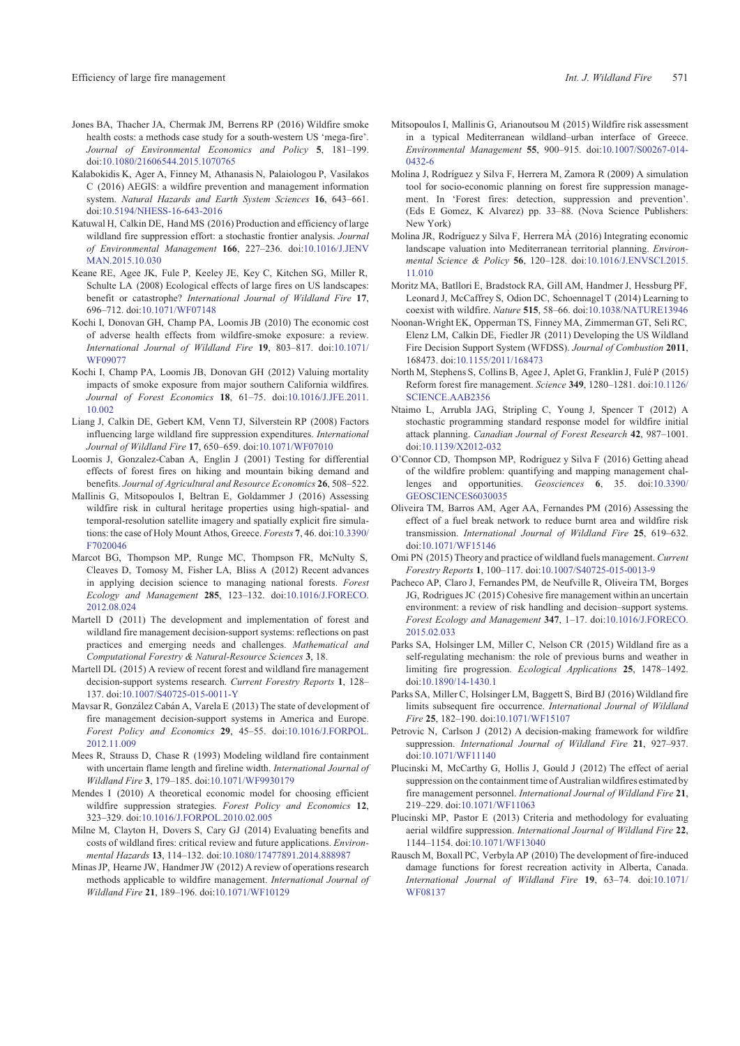Jones BA, Thacher JA, Chermak JM, Berrens RP (2016) Wildfire smoke health costs: a methods case study for a south-western US 'mega-fire'. *Journal of Environmental Economics and Policy* **5**, 181–199. doi:10.1080/21606544.2015.1070765

Kalabokidis K, Ager A, Finney M, Athanasis N, Palaiologou P, Vasilakos C (2016) AEGIS: a wildfire prevention and management information system. *Natural Hazards and Earth System Sciences* **16**, 643–661. doi:10.5194/NHESS-16-643-2016

Katuwal H, Calkin DE, Hand MS (2016) Production and efficiency of large wildland fire suppression effort: a stochastic frontier analysis. *Journal of Environmental Management* **166**, 227–236. doi:10.1016/J.JENVMAN.2015.10.030

Keane RE, Agee JK, Fule P, Keeley JE, Key C, Kitchen SG, Miller R, Schulte LA (2008) Ecological effects of large fires on US landscapes: benefit or catastrophe? *International Journal of Wildland Fire* **17**, 696–712. doi:10.1071/WF07148

Kochi I, Donovan GH, Champ PA, Loomis JB (2010) The economic cost of adverse health effects from wildfire-smoke exposure: a review. *International Journal of Wildland Fire* **19**, 803–817. doi:10.1071/WF09077

Kochi I, Champ PA, Loomis JB, Donovan GH (2012) Valuing mortality impacts of smoke exposure from major southern California wildfires. *Journal of Forest Economics* **18**, 61–75. doi:10.1016/J.JFE.2011.10.002

Liang J, Calkin DE, Gebert KM, Venn TJ, Silverstein RP (2008) Factors influencing large wildland fire suppression expenditures. *International Journal of Wildland Fire* **17**, 650–659. doi:10.1071/WF07010

Loomis J, Gonzalez-Caban A, Englin J (2001) Testing for differential effects of forest fires on hiking and mountain biking demand and benefits. *Journal of Agricultural and Resource Economics* **26**, 508–522.

Mallinis G, Mitsopoulos I, Beltran E, Goldammer J (2016) Assessing wildfire risk in cultural heritage properties using high-spatial- and temporal-resolution satellite imagery and spatially explicit fire simulations: the case of Holy Mount Athos, Greece. *Forests* **7**, 46. doi:10.3390/F7020046

Marcot BG, Thompson MP, Runge MC, Thompson FR, McNulty S, Cleaves D, Tomosy M, Fisher LA, Bliss A (2012) Recent advances in applying decision science to managing national forests. *Forest Ecology and Management* **285**, 123–132. doi:10.1016/J.FORECO.2012.08.024

Martell D (2011) The development and implementation of forest and wildland fire management decision-support systems: reflections on past practices and emerging needs and challenges. *Mathematical and Computational Forestry & Natural-Resource Sciences* **3**, 18.

Martell DL (2015) A review of recent forest and wildland fire management decision-support systems research. *Current Forestry Reports* **1**, 128–137. doi:10.1007/S40725-015-0011-Y

Mavsar R, González Cabán A, Varela E (2013) The state of development of fire management decision-support systems in America and Europe. *Forest Policy and Economics* **29**, 45–55. doi:10.1016/J.FORPOL.2012.11.009

Mees R, Strauss D, Chase R (1993) Modeling wildland fire containment with uncertain flame length and fireline width. *International Journal of Wildland Fire* **3**, 179–185. doi:10.1071/WF9930179

Mendes I (2010) A theoretical economic model for choosing efficient wildfire suppression strategies. *Forest Policy and Economics* **12**, 323–329. doi:10.1016/J.FORPOL.2010.02.005

Milne M, Clayton H, Dovers S, Cary GJ (2014) Evaluating benefits and costs of wildland fires: critical review and future applications. *Environmental Hazards* **13**, 114–132. doi:10.1080/17477891.2014.888987

Minas JP, Hearne JW, Handmer JW (2012) A review of operations research methods applicable to wildfire management. *International Journal of Wildland Fire* **21**, 189–196. doi:10.1071/WF10129

Mitsopoulos I, Mallinis G, Arianoutsou M (2015) Wildfire risk assessment in a typical Mediterranean wildland–urban interface of Greece. *Environmental Management* **55**, 900–915. doi:10.1007/S00267-014-0432-6

Molina J, Rodríguez y Silva F, Herrera M, Zamora R (2009) A simulation tool for socio-economic planning on forest fire suppression management. In 'Forest fires: detection, suppression and prevention'. (Eds E Gomez, K Alvarez) pp. 33–88. (Nova Science Publishers: New York)

Molina JR, Rodríguez y Silva F, Herrera MÁ (2016) Integrating economic landscape valuation into Mediterranean territorial planning. *Environmental Science & Policy* **56**, 120–128. doi:10.1016/J.ENVSCI.2015.11.010

Moritz MA, Batllori E, Bradstock RA, Gill AM, Handmer J, Hessburg PF, Leonard J, McCaffrey S, Odion DC, Schoennagel T (2014) Learning to coexist with wildfire. *Nature* **515**, 58–66. doi:10.1038/NATURE13946

Noonan-Wright EK, Opperman TS, Finney MA, Zimmerman GT, Seli RC, Elenz LM, Calkin DE, Fiedler JR (2011) Developing the US Wildland Fire Decision Support System (WFDSS). *Journal of Combustion* **2011**, 168473. doi:10.1155/2011/168473

North M, Stephens S, Collins B, Agee J, Aplet G, Franklin J, Fulé P (2015) Reform forest fire management. *Science* **349**, 1280–1281. doi:10.1126/SCIENCE.AAB2356

Ntaimo L, Arrubla JAG, Stripling C, Young J, Spencer T (2012) A stochastic programming standard response model for wildfire initial attack planning. *Canadian Journal of Forest Research* **42**, 987–1001. doi:10.1139/X2012-032

O'Connor CD, Thompson MP, Rodríguez y Silva F (2016) Getting ahead of the wildfire problem: quantifying and mapping management challenges and opportunities. *Geosciences* **6**, 35. doi:10.3390/GEOSCIENCES6030035

Oliveira TM, Barros AM, Ager AA, Fernandes PM (2016) Assessing the effect of a fuel break network to reduce burnt area and wildfire risk transmission. *International Journal of Wildland Fire* **25**, 619–632. doi:10.1071/WF15146

Omi PN (2015) Theory and practice of wildland fuels management. *Current Forestry Reports* **1**, 100–117. doi:10.1007/S40725-015-0013-9

Pacheco AP, Claro J, Fernandes PM, de Neufville R, Oliveira TM, Borges JG, Rodrigues JC (2015) Cohesive fire management within an uncertain environment: a review of risk handling and decision–support systems. *Forest Ecology and Management* **347**, 1–17. doi:10.1016/J.FORECO.2015.02.033

Parks SA, Holsinger LM, Miller C, Nelson CR (2015) Wildland fire as a self-regulating mechanism: the role of previous burns and weather in limiting fire progression. *Ecological Applications* **25**, 1478–1492. doi:10.1890/14-1430.1

Parks SA, Miller C, Holsinger LM, Baggett S, Bird BJ (2016) Wildland fire limits subsequent fire occurrence. *International Journal of Wildland Fire* **25**, 182–190. doi:10.1071/WF15107

Petrovic N, Carlson J (2012) A decision-making framework for wildfire suppression. *International Journal of Wildland Fire* **21**, 927–937. doi:10.1071/WF11140

Plucinski M, McCarthy G, Hollis J, Gould J (2012) The effect of aerial suppression on the containment time of Australian wildfires estimated by fire management personnel. *International Journal of Wildland Fire* **21**, 219–229. doi:10.1071/WF11063

Plucinski MP, Pastor E (2013) Criteria and methodology for evaluating aerial wildfire suppression. *International Journal of Wildland Fire* **22**, 1144–1154. doi:10.1071/WF13040

Rausch M, Boxall PC, Verbyla AP (2010) The development of fire-induced damage functions for forest recreation activity in Alberta, Canada. *International Journal of Wildland Fire* **19**, 63–74. doi:10.1071/WF08137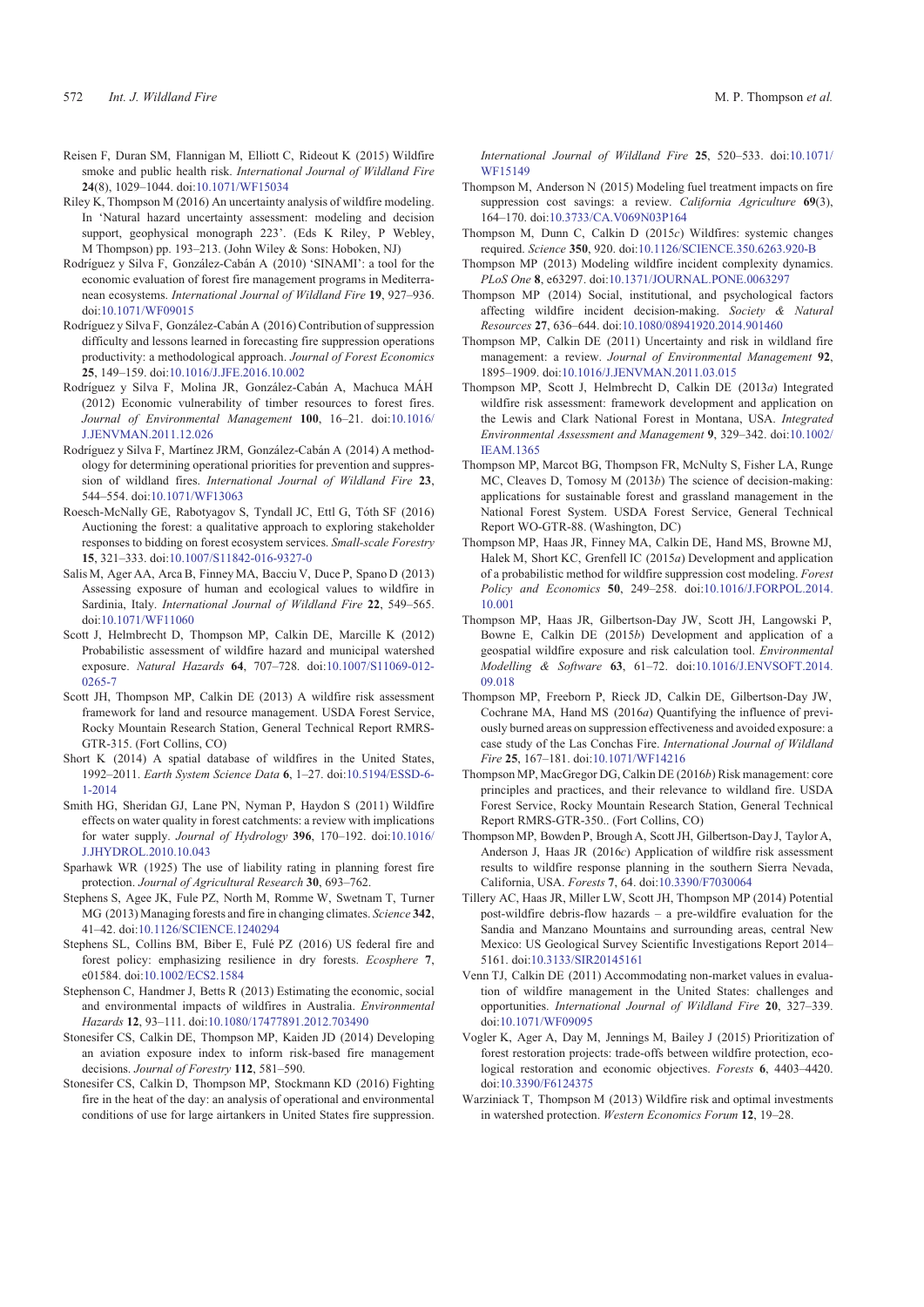Reisen F, Duran SM, Flannigan M, Elliott C, Rideout K (2015) Wildfire smoke and public health risk. *International Journal of Wildland Fire* **24**(8), 1029–1044. doi:10.1071/WF15034

Riley K, Thompson M (2016) An uncertainty analysis of wildfire modeling. In 'Natural hazard uncertainty assessment: modeling and decision support, geophysical monograph 223'. (Eds K Riley, P Webley, M Thompson) pp. 193–213. (John Wiley & Sons: Hoboken, NJ)

Rodríguez y Silva F, González-Cabán A (2010) 'SINAMI': a tool for the economic evaluation of forest fire management programs in Mediterranean ecosystems. *International Journal of Wildland Fire* **19**, 927–936. doi:10.1071/WF09015

Rodríguez y Silva F, González-Cabán A (2016) Contribution of suppression difficulty and lessons learned in forecasting fire suppression operations productivity: a methodological approach. *Journal of Forest Economics* **25**, 149–159. doi:10.1016/J.JFE.2016.10.002

Rodríguez y Silva F, Molina JR, González-Cabán A, Machuca MÁH (2012) Economic vulnerability of timber resources to forest fires. *Journal of Environmental Management* **100**, 16–21. doi:10.1016/J.JENVMAN.2011.12.026

Rodríguez y Silva F, Martínez JRM, González-Cabán A (2014) A methodology for determining operational priorities for prevention and suppression of wildland fires. *International Journal of Wildland Fire* **23**, 544–554. doi:10.1071/WF13063

Roesch-McNally GE, Rabotyagov S, Tyndall JC, Ettl G, Tóth SF (2016) Auctioning the forest: a qualitative approach to exploring stakeholder responses to bidding on forest ecosystem services. *Small-scale Forestry* **15**, 321–333. doi:10.1007/S11842-016-9327-0

Salis M, Ager AA, Arca B, Finney MA, Bacciu V, Duce P, Spano D (2013) Assessing exposure of human and ecological values to wildfire in Sardinia, Italy. *International Journal of Wildland Fire* **22**, 549–565. doi:10.1071/WF11060

Scott J, Helmbrecht D, Thompson MP, Calkin DE, Marcille K (2012) Probabilistic assessment of wildfire hazard and municipal watershed exposure. *Natural Hazards* **64**, 707–728. doi:10.1007/S11069-012-0265-7

Scott JH, Thompson MP, Calkin DE (2013) A wildfire risk assessment framework for land and resource management. USDA Forest Service, Rocky Mountain Research Station, General Technical Report RMRS-GTR-315. (Fort Collins, CO)

Short K (2014) A spatial database of wildfires in the United States, 1992–2011. *Earth System Science Data* **6**, 1–27. doi:10.5194/ESSD-6-1-2014

Smith HG, Sheridan GJ, Lane PN, Nyman P, Haydon S (2011) Wildfire effects on water quality in forest catchments: a review with implications for water supply. *Journal of Hydrology* **396**, 170–192. doi:10.1016/J.JHYDROL.2010.10.043

Sparhawk WR (1925) The use of liability rating in planning forest fire protection. *Journal of Agricultural Research* **30**, 693–762.

Stephens S, Agee JK, Fule PZ, North M, Romme W, Swetnam T, Turner MG (2013) Managing forests and fire in changing climates. *Science* **342**, 41–42. doi:10.1126/SCIENCE.1240294

Stephens SL, Collins BM, Biber E, Fulé PZ (2016) US federal fire and forest policy: emphasizing resilience in dry forests. *Ecosphere* **7**, e01584. doi:10.1002/ECS2.1584

Stephenson C, Handmer J, Betts R (2013) Estimating the economic, social and environmental impacts of wildfires in Australia. *Environmental Hazards* **12**, 93–111. doi:10.1080/17477891.2012.703490

Stonesifer CS, Calkin DE, Thompson MP, Kaiden JD (2014) Developing an aviation exposure index to inform risk-based fire management decisions. *Journal of Forestry* **112**, 581–590.

Stonesifer CS, Calkin D, Thompson MP, Stockmann KD (2016) Fighting fire in the heat of the day: an analysis of operational and environmental conditions of use for large airtankers in United States fire suppression. *International Journal of Wildland Fire* **25**, 520–533. doi:10.1071/WF15149

Thompson M, Anderson N (2015) Modeling fuel treatment impacts on fire suppression cost savings: a review. *California Agriculture* **69**(3), 164–170. doi:10.3733/CA.V069N03P164

Thompson M, Dunn C, Calkin D (2015*c*) Wildfires: systemic changes required. *Science* **350**, 920. doi:10.1126/SCIENCE.350.6263.920-B

Thompson MP (2013) Modeling wildfire incident complexity dynamics. *PLoS One* **8**, e63297. doi:10.1371/JOURNAL.PONE.0063297

Thompson MP (2014) Social, institutional, and psychological factors affecting wildfire incident decision-making. *Society & Natural Resources* **27**, 636–644. doi:10.1080/08941920.2014.901460

Thompson MP, Calkin DE (2011) Uncertainty and risk in wildland fire management: a review. *Journal of Environmental Management* **92**, 1895–1909. doi:10.1016/J.JENVMAN.2011.03.015

Thompson MP, Scott J, Helmbrecht D, Calkin DE (2013*a*) Integrated wildfire risk assessment: framework development and application on the Lewis and Clark National Forest in Montana, USA. *Integrated Environmental Assessment and Management* **9**, 329–342. doi:10.1002/IEAM.1365

Thompson MP, Marcot BG, Thompson FR, McNulty S, Fisher LA, Runge MC, Cleaves D, Tomosy M (2013*b*) The science of decision-making: applications for sustainable forest and grassland management in the National Forest System. USDA Forest Service, General Technical Report WO-GTR-88. (Washington, DC)

Thompson MP, Haas JR, Finney MA, Calkin DE, Hand MS, Browne MJ, Halek M, Short KC, Grenfell IC (2015*a*) Development and application of a probabilistic method for wildfire suppression cost modeling. *Forest Policy and Economics* **50**, 249–258. doi:10.1016/J.FORPOL.2014.10.001

Thompson MP, Haas JR, Gilbertson-Day JW, Scott JH, Langowski P, Bowne E, Calkin DE (2015*b*) Development and application of a geospatial wildfire exposure and risk calculation tool. *Environmental Modelling & Software* **63**, 61–72. doi:10.1016/J.ENVSOFT.2014.09.018

Thompson MP, Freeborn P, Rieck JD, Calkin DE, Gilbertson-Day JW, Cochrane MA, Hand MS (2016*a*) Quantifying the influence of previously burned areas on suppression effectiveness and avoided exposure: a case study of the Las Conchas Fire. *International Journal of Wildland Fire* **25**, 167–181. doi:10.1071/WF14216

Thompson MP, MacGregor DG, Calkin DE (2016*b*) Risk management: core principles and practices, and their relevance to wildland fire. USDA Forest Service, Rocky Mountain Research Station, General Technical Report RMRS-GTR-350.. (Fort Collins, CO)

Thompson MP, Bowden P, Brough A, Scott JH, Gilbertson-Day J, Taylor A, Anderson J, Haas JR (2016*c*) Application of wildfire risk assessment results to wildfire response planning in the southern Sierra Nevada, California, USA. *Forests* **7**, 64. doi:10.3390/F7030064

Tillery AC, Haas JR, Miller LW, Scott JH, Thompson MP (2014) Potential post-wildfire debris-flow hazards – a pre-wildfire evaluation for the Sandia and Manzano Mountains and surrounding areas, central New Mexico: US Geological Survey Scientific Investigations Report 2014–5161. doi:10.3133/SIR20145161

Venn TJ, Calkin DE (2011) Accommodating non-market values in evaluation of wildfire management in the United States: challenges and opportunities. *International Journal of Wildland Fire* **20**, 327–339. doi:10.1071/WF09095

Vogler K, Ager A, Day M, Jennings M, Bailey J (2015) Prioritization of forest restoration projects: trade-offs between wildfire protection, ecological restoration and economic objectives. *Forests* **6**, 4403–4420. doi:10.3390/F6124375

Warziniack T, Thompson M (2013) Wildfire risk and optimal investments in watershed protection. *Western Economics Forum* **12**, 19–28.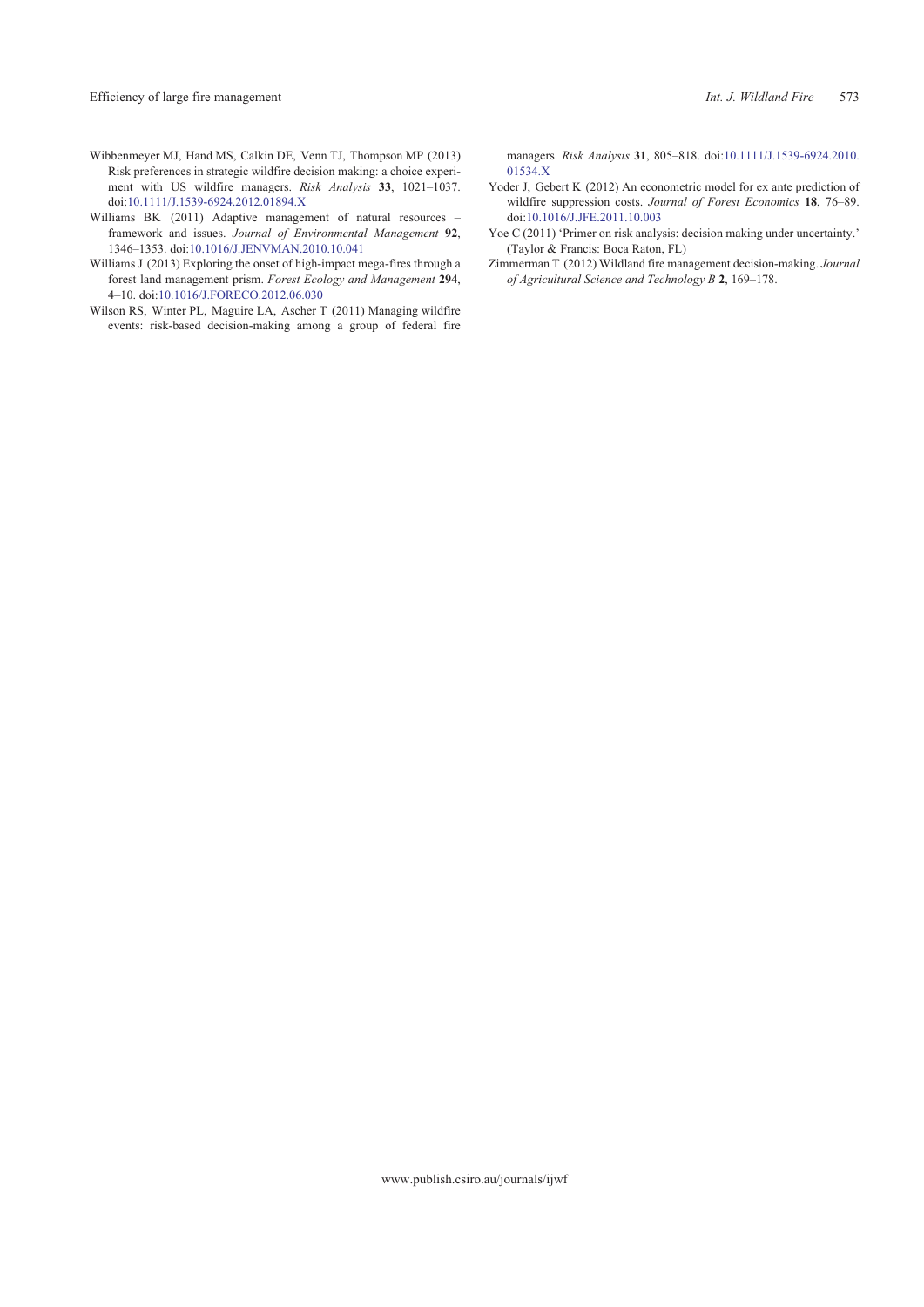Wibbenmeyer MJ, Hand MS, Calkin DE, Venn TJ, Thompson MP (2013) Risk preferences in strategic wildfire decision making: a choice experiment with US wildfire managers. *Risk Analysis* **33**, 1021–1037. doi:10.1111/J.1539-6924.2012.01894.X

Williams BK (2011) Adaptive management of natural resources – framework and issues. *Journal of Environmental Management* **92**, 1346–1353. doi:10.1016/J.JENVMAN.2010.10.041

Williams J (2013) Exploring the onset of high-impact mega-fires through a forest land management prism. *Forest Ecology and Management* **294**, 4–10. doi:10.1016/J.FORECO.2012.06.030

Wilson RS, Winter PL, Maguire LA, Ascher T (2011) Managing wildfire events: risk-based decision-making among a group of federal fire managers. *Risk Analysis* **31**, 805–818. doi:10.1111/J.1539-6924.2010.01534.X

Yoder J, Gebert K (2012) An econometric model for ex ante prediction of wildfire suppression costs. *Journal of Forest Economics* **18**, 76–89. doi:10.1016/J.JFE.2011.10.003

Yoe C (2011) 'Primer on risk analysis: decision making under uncertainty.' (Taylor & Francis: Boca Raton, FL)

Zimmerman T (2012) Wildland fire management decision-making. *Journal of Agricultural Science and Technology B* **2**, 169–178.